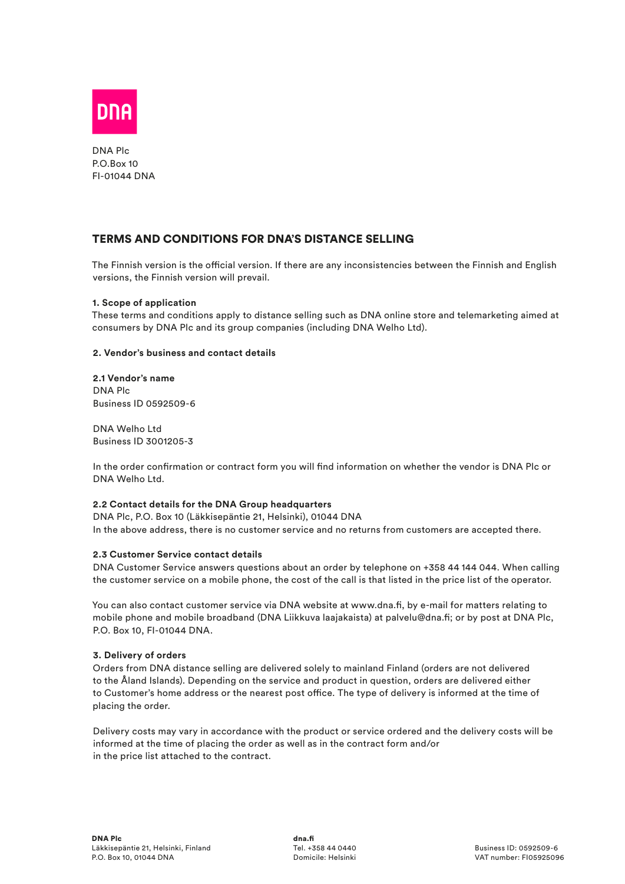DNA Plc
P.O.Box 10
FI-01044 DNA

# TERMS AND CONDITIONS FOR DNA'S DISTANCE SELLING

The Finnish version is the official version. If there are any inconsistencies between the Finnish and English versions, the Finnish version will prevail.

**1. Scope of application**
These terms and conditions apply to distance selling such as DNA online store and telemarketing aimed at consumers by DNA Plc and its group companies (including DNA Welho Ltd).

**2. Vendor's business and contact details**

**2.1 Vendor's name**
DNA Plc
Business ID 0592509-6

DNA Welho Ltd
Business ID 3001205-3

In the order confirmation or contract form you will find information on whether the vendor is DNA Plc or DNA Welho Ltd.

**2.2 Contact details for the DNA Group headquarters**
DNA Plc, P.O. Box 10 (Läkkisepäntie 21, Helsinki), 01044 DNA
In the above address, there is no customer service and no returns from customers are accepted there.

**2.3 Customer Service contact details**
DNA Customer Service answers questions about an order by telephone on +358 44 144 044. When calling the customer service on a mobile phone, the cost of the call is that listed in the price list of the operator.

You can also contact customer service via DNA website at www.dna.fi, by e-mail for matters relating to mobile phone and mobile broadband (DNA Liikkuva laajakaista) at palvelu@dna.fi; or by post at DNA Plc, P.O. Box 10, FI-01044 DNA.

**3. Delivery of orders**
Orders from DNA distance selling are delivered solely to mainland Finland (orders are not delivered to the Åland Islands). Depending on the service and product in question, orders are delivered either to Customer's home address or the nearest post office. The type of delivery is informed at the time of placing the order.

Delivery costs may vary in accordance with the product or service ordered and the delivery costs will be informed at the time of placing the order as well as in the contract form and/or in the price list attached to the contract.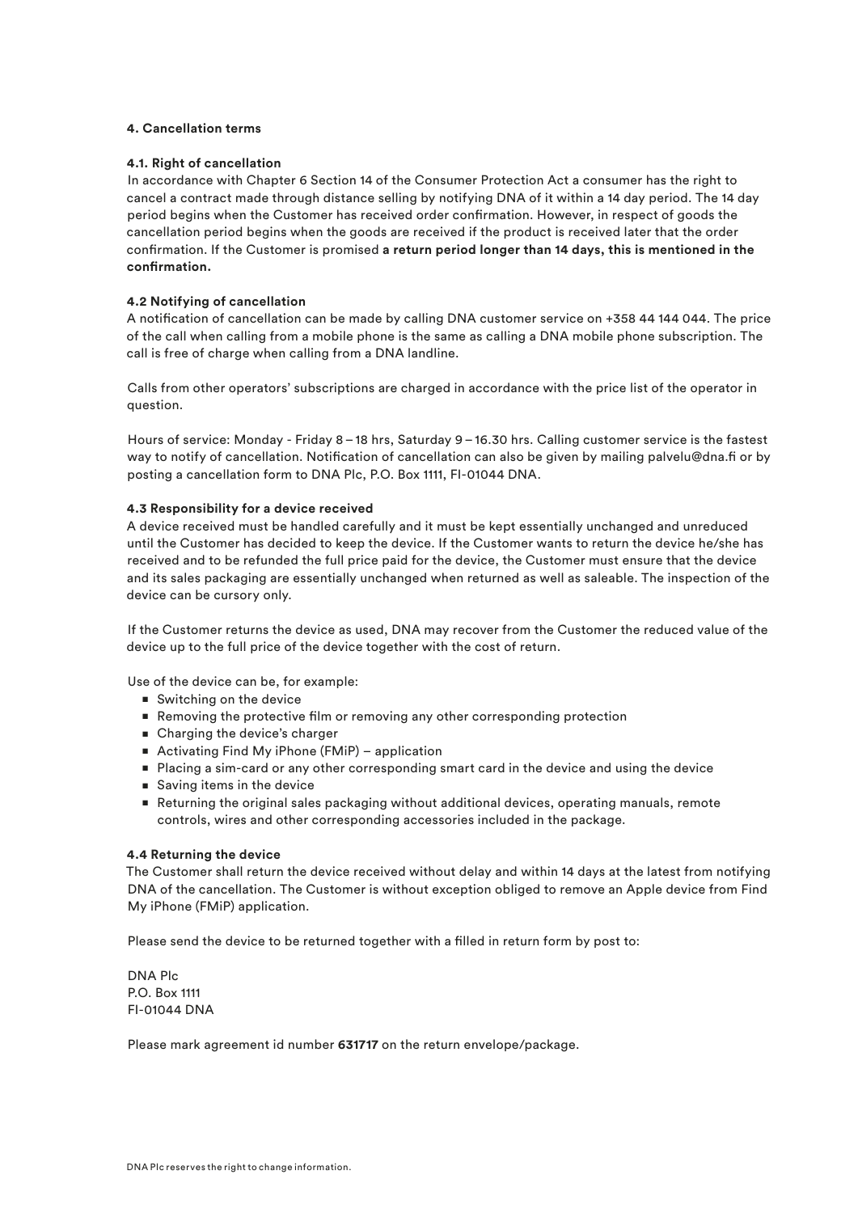## 4. Cancellation terms

### 4.1. Right of cancellation

In accordance with Chapter 6 Section 14 of the Consumer Protection Act a consumer has the right to cancel a contract made through distance selling by notifying DNA of it within a 14 day period. The 14 day period begins when the Customer has received order confirmation. However, in respect of goods the cancellation period begins when the goods are received if the product is received later that the order confirmation. If the Customer is promised **a return period longer than 14 days, this is mentioned in the confirmation.**

### 4.2 Notifying of cancellation

A notification of cancellation can be made by calling DNA customer service on +358 44 144 044. The price of the call when calling from a mobile phone is the same as calling a DNA mobile phone subscription. The call is free of charge when calling from a DNA landline.

Calls from other operators' subscriptions are charged in accordance with the price list of the operator in question.

Hours of service: Monday - Friday 8 – 18 hrs, Saturday 9 – 16.30 hrs. Calling customer service is the fastest way to notify of cancellation. Notification of cancellation can also be given by mailing palvelu@dna.fi or by posting a cancellation form to DNA Plc, P.O. Box 1111, FI-01044 DNA.

### 4.3 Responsibility for a device received

A device received must be handled carefully and it must be kept essentially unchanged and unreduced until the Customer has decided to keep the device. If the Customer wants to return the device he/she has received and to be refunded the full price paid for the device, the Customer must ensure that the device and its sales packaging are essentially unchanged when returned as well as saleable. The inspection of the device can be cursory only.

If the Customer returns the device as used, DNA may recover from the Customer the reduced value of the device up to the full price of the device together with the cost of return.

Use of the device can be, for example:

- Switching on the device
- Removing the protective film or removing any other corresponding protection
- Charging the device's charger
- Activating Find My iPhone (FMiP) – application
- Placing a sim-card or any other corresponding smart card in the device and using the device
- Saving items in the device
- Returning the original sales packaging without additional devices, operating manuals, remote controls, wires and other corresponding accessories included in the package.

### 4.4 Returning the device

The Customer shall return the device received without delay and within 14 days at the latest from notifying DNA of the cancellation. The Customer is without exception obliged to remove an Apple device from Find My iPhone (FMiP) application.

Please send the device to be returned together with a filled in return form by post to:

DNA Plc
P.O. Box 1111
FI-01044 DNA

Please mark agreement id number **631717** on the return envelope/package.

DNA Plc reserves the right to change information.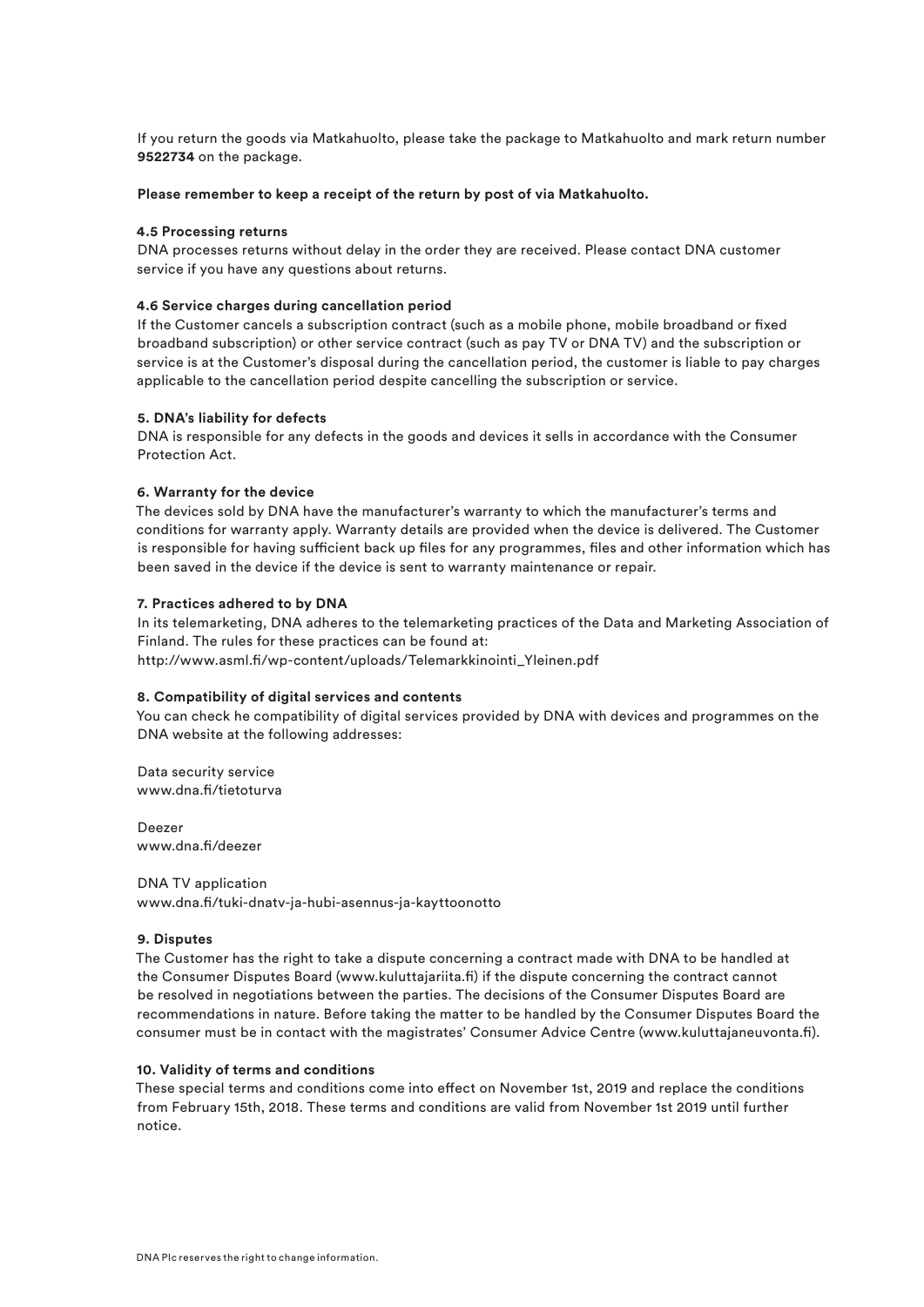If you return the goods via Matkahuolto, please take the package to Matkahuolto and mark return number **9522734** on the package.

**Please remember to keep a receipt of the return by post of via Matkahuolto.**

### 4.5 Processing returns

DNA processes returns without delay in the order they are received. Please contact DNA customer service if you have any questions about returns.

### 4.6 Service charges during cancellation period

If the Customer cancels a subscription contract (such as a mobile phone, mobile broadband or fixed broadband subscription) or other service contract (such as pay TV or DNA TV) and the subscription or service is at the Customer's disposal during the cancellation period, the customer is liable to pay charges applicable to the cancellation period despite cancelling the subscription or service.

## 5. DNA's liability for defects

DNA is responsible for any defects in the goods and devices it sells in accordance with the Consumer Protection Act.

## 6. Warranty for the device

The devices sold by DNA have the manufacturer's warranty to which the manufacturer's terms and conditions for warranty apply. Warranty details are provided when the device is delivered. The Customer is responsible for having sufficient back up files for any programmes, files and other information which has been saved in the device if the device is sent to warranty maintenance or repair.

## 7. Practices adhered to by DNA

In its telemarketing, DNA adheres to the telemarketing practices of the Data and Marketing Association of Finland. The rules for these practices can be found at:
http://www.asml.fi/wp-content/uploads/Telemarkkinointi_Yleinen.pdf

## 8. Compatibility of digital services and contents

You can check he compatibility of digital services provided by DNA with devices and programmes on the DNA website at the following addresses:

Data security service
www.dna.fi/tietoturva

Deezer
www.dna.fi/deezer

DNA TV application
www.dna.fi/tuki-dnatv-ja-hubi-asennus-ja-kayttoonotto

## 9. Disputes

The Customer has the right to take a dispute concerning a contract made with DNA to be handled at the Consumer Disputes Board (www.kuluttajariita.fi) if the dispute concerning the contract cannot be resolved in negotiations between the parties. The decisions of the Consumer Disputes Board are recommendations in nature. Before taking the matter to be handled by the Consumer Disputes Board the consumer must be in contact with the magistrates' Consumer Advice Centre (www.kuluttajaneuvonta.fi).

## 10. Validity of terms and conditions

These special terms and conditions come into effect on November 1st, 2019 and replace the conditions from February 15th, 2018. These terms and conditions are valid from November 1st 2019 until further notice.

DNA Plc reserves the right to change information.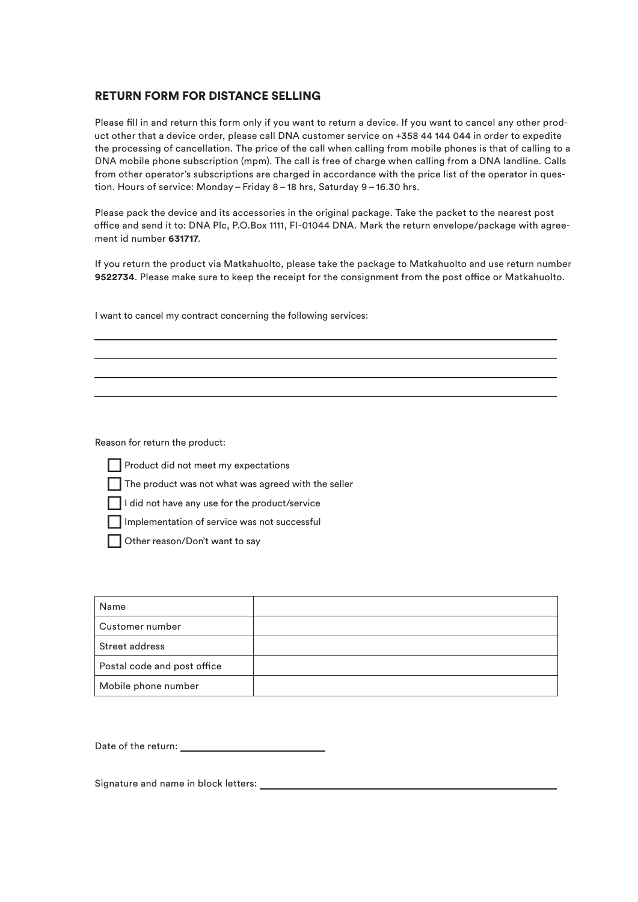## RETURN FORM FOR DISTANCE SELLING

Please fill in and return this form only if you want to return a device. If you want to cancel any other product other that a device order, please call DNA customer service on +358 44 144 044 in order to expedite the processing of cancellation. The price of the call when calling from mobile phones is that of calling to a DNA mobile phone subscription (mpm). The call is free of charge when calling from a DNA landline. Calls from other operator's subscriptions are charged in accordance with the price list of the operator in question. Hours of service: Monday – Friday 8 – 18 hrs, Saturday 9 – 16.30 hrs.

Please pack the device and its accessories in the original package. Take the packet to the nearest post office and send it to: DNA Plc, P.O.Box 1111, FI-01044 DNA. Mark the return envelope/package with agreement id number **631717**.

If you return the product via Matkahuolto, please take the package to Matkahuolto and use return number **9522734**. Please make sure to keep the receipt for the consignment from the post office or Matkahuolto.

I want to cancel my contract concerning the following services:

\_\_\_\_\_\_\_\_\_\_\_\_\_\_\_\_\_\_\_\_\_\_\_\_\_\_\_\_\_\_\_\_\_\_\_\_\_\_\_\_\_\_\_\_\_\_\_\_\_\_\_\_\_\_\_\_\_\_\_\_

\_\_\_\_\_\_\_\_\_\_\_\_\_\_\_\_\_\_\_\_\_\_\_\_\_\_\_\_\_\_\_\_\_\_\_\_\_\_\_\_\_\_\_\_\_\_\_\_\_\_\_\_\_\_\_\_\_\_\_\_

\_\_\_\_\_\_\_\_\_\_\_\_\_\_\_\_\_\_\_\_\_\_\_\_\_\_\_\_\_\_\_\_\_\_\_\_\_\_\_\_\_\_\_\_\_\_\_\_\_\_\_\_\_\_\_\_\_\_\_\_

\_\_\_\_\_\_\_\_\_\_\_\_\_\_\_\_\_\_\_\_\_\_\_\_\_\_\_\_\_\_\_\_\_\_\_\_\_\_\_\_\_\_\_\_\_\_\_\_\_\_\_\_\_\_\_\_\_\_\_\_

Reason for return the product:

- ☐ Product did not meet my expectations
- ☐ The product was not what was agreed with the seller
- ☐ I did not have any use for the product/service
- ☐ Implementation of service was not successful
- ☐ Other reason/Don't want to say

| | |
|---|---|
| Name | |
| Customer number | |
| Street address | |
| Postal code and post office | |
| Mobile phone number | |

Date of the return: \_\_\_\_\_\_\_\_\_\_\_\_\_\_\_\_\_\_\_\_\_\_\_\_

Signature and name in block letters: \_\_\_\_\_\_\_\_\_\_\_\_\_\_\_\_\_\_\_\_\_\_\_\_\_\_\_\_\_\_\_\_\_\_\_\_\_\_\_\_